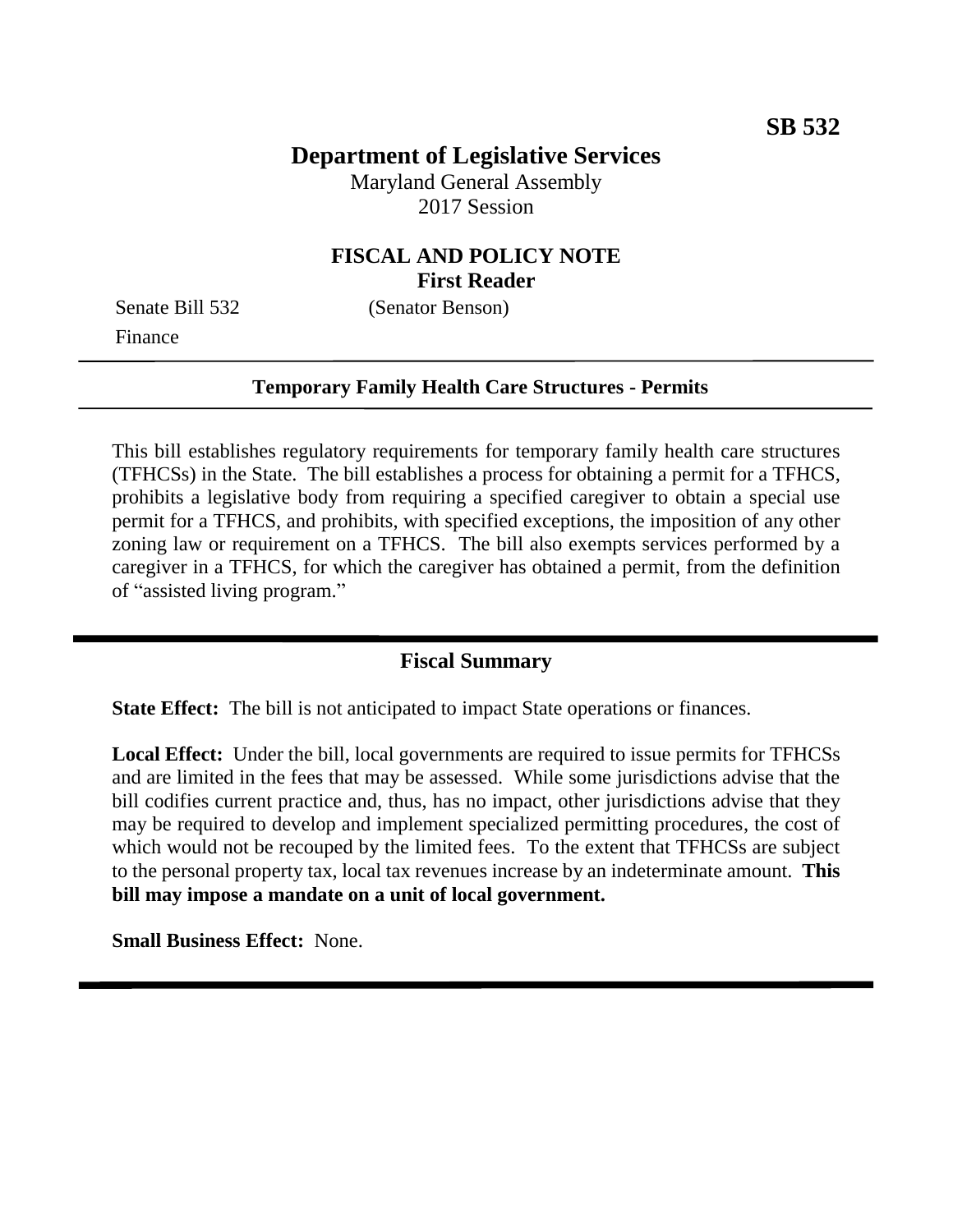**SB 532**

# Department of Legislative Services

Maryland General Assembly
2017 Session

## FISCAL AND POLICY NOTE
**First Reader**

Senate Bill 532 (Senator Benson)
Finance

---

**Temporary Family Health Care Structures - Permits**

---

This bill establishes regulatory requirements for temporary family health care structures (TFHCSs) in the State. The bill establishes a process for obtaining a permit for a TFHCS, prohibits a legislative body from requiring a specified caregiver to obtain a special use permit for a TFHCS, and prohibits, with specified exceptions, the imposition of any other zoning law or requirement on a TFHCS. The bill also exempts services performed by a caregiver in a TFHCS, for which the caregiver has obtained a permit, from the definition of "assisted living program."

---

## Fiscal Summary

**State Effect:** The bill is not anticipated to impact State operations or finances.

**Local Effect:** Under the bill, local governments are required to issue permits for TFHCSs and are limited in the fees that may be assessed. While some jurisdictions advise that the bill codifies current practice and, thus, has no impact, other jurisdictions advise that they may be required to develop and implement specialized permitting procedures, the cost of which would not be recouped by the limited fees. To the extent that TFHCSs are subject to the personal property tax, local tax revenues increase by an indeterminate amount. **This bill may impose a mandate on a unit of local government.**

**Small Business Effect:** None.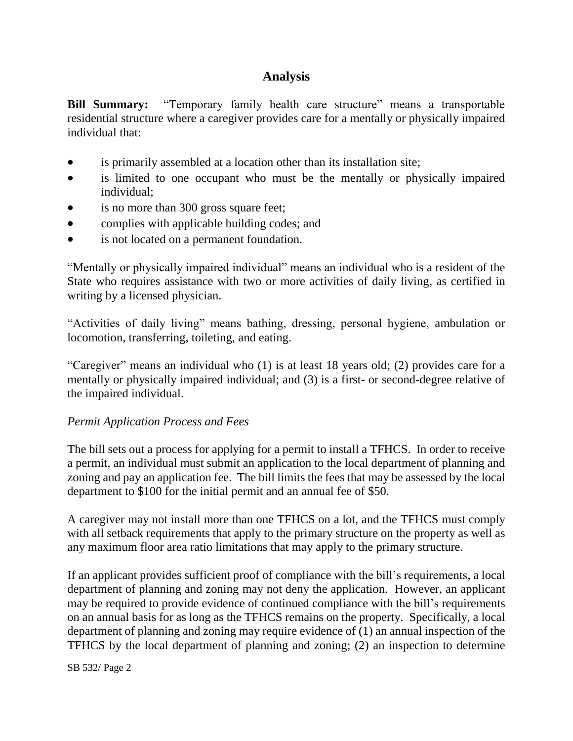## Analysis

**Bill Summary:** "Temporary family health care structure" means a transportable residential structure where a caregiver provides care for a mentally or physically impaired individual that:

- is primarily assembled at a location other than its installation site;
- is limited to one occupant who must be the mentally or physically impaired individual;
- is no more than 300 gross square feet;
- complies with applicable building codes; and
- is not located on a permanent foundation.

"Mentally or physically impaired individual" means an individual who is a resident of the State who requires assistance with two or more activities of daily living, as certified in writing by a licensed physician.

"Activities of daily living" means bathing, dressing, personal hygiene, ambulation or locomotion, transferring, toileting, and eating.

"Caregiver" means an individual who (1) is at least 18 years old; (2) provides care for a mentally or physically impaired individual; and (3) is a first- or second-degree relative of the impaired individual.

*Permit Application Process and Fees*

The bill sets out a process for applying for a permit to install a TFHCS. In order to receive a permit, an individual must submit an application to the local department of planning and zoning and pay an application fee. The bill limits the fees that may be assessed by the local department to $100 for the initial permit and an annual fee of $50.

A caregiver may not install more than one TFHCS on a lot, and the TFHCS must comply with all setback requirements that apply to the primary structure on the property as well as any maximum floor area ratio limitations that may apply to the primary structure.

If an applicant provides sufficient proof of compliance with the bill's requirements, a local department of planning and zoning may not deny the application. However, an applicant may be required to provide evidence of continued compliance with the bill's requirements on an annual basis for as long as the TFHCS remains on the property. Specifically, a local department of planning and zoning may require evidence of (1) an annual inspection of the TFHCS by the local department of planning and zoning; (2) an inspection to determine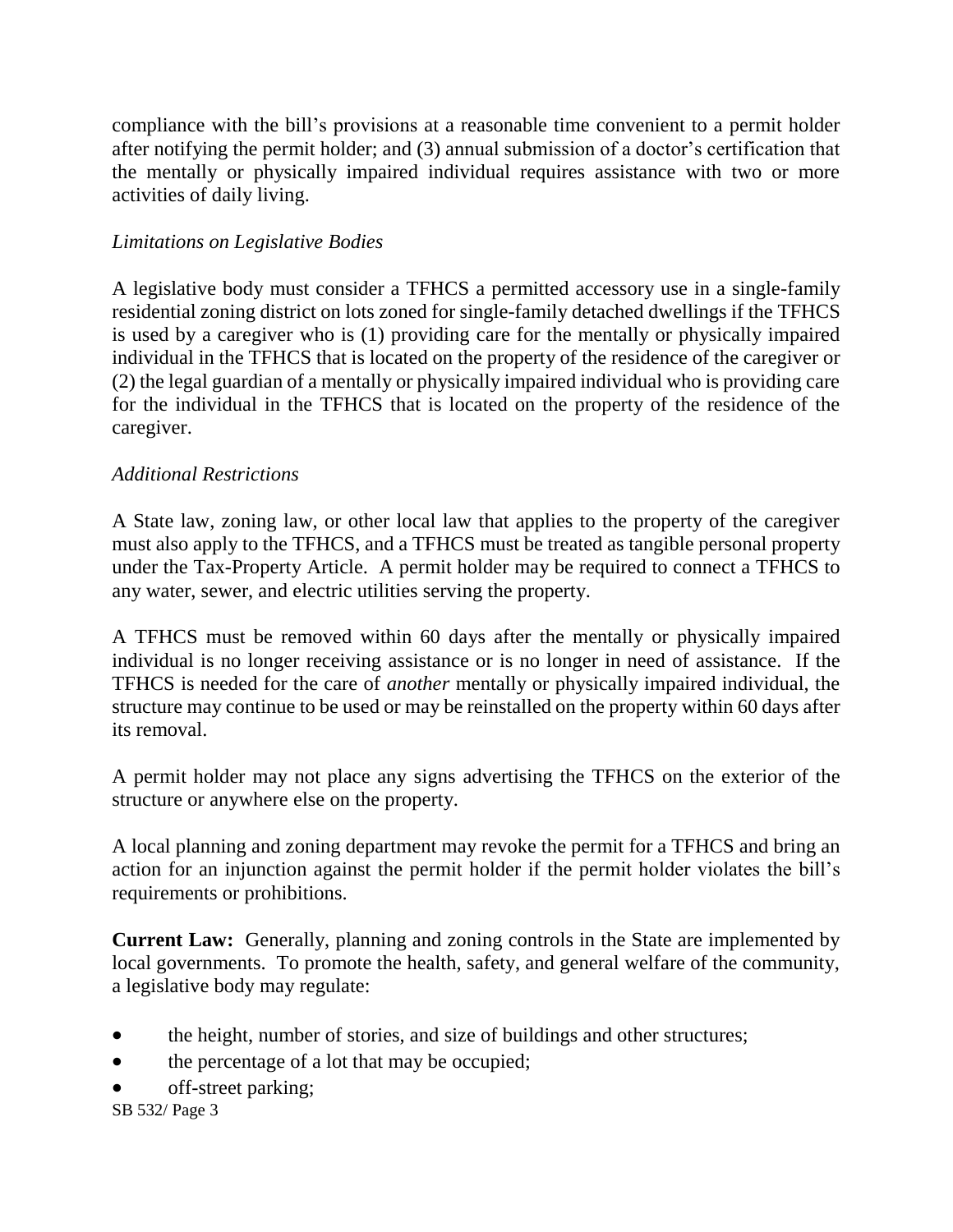compliance with the bill's provisions at a reasonable time convenient to a permit holder after notifying the permit holder; and (3) annual submission of a doctor's certification that the mentally or physically impaired individual requires assistance with two or more activities of daily living.

*Limitations on Legislative Bodies*

A legislative body must consider a TFHCS a permitted accessory use in a single-family residential zoning district on lots zoned for single-family detached dwellings if the TFHCS is used by a caregiver who is (1) providing care for the mentally or physically impaired individual in the TFHCS that is located on the property of the residence of the caregiver or (2) the legal guardian of a mentally or physically impaired individual who is providing care for the individual in the TFHCS that is located on the property of the residence of the caregiver.

*Additional Restrictions*

A State law, zoning law, or other local law that applies to the property of the caregiver must also apply to the TFHCS, and a TFHCS must be treated as tangible personal property under the Tax-Property Article. A permit holder may be required to connect a TFHCS to any water, sewer, and electric utilities serving the property.

A TFHCS must be removed within 60 days after the mentally or physically impaired individual is no longer receiving assistance or is no longer in need of assistance. If the TFHCS is needed for the care of *another* mentally or physically impaired individual, the structure may continue to be used or may be reinstalled on the property within 60 days after its removal.

A permit holder may not place any signs advertising the TFHCS on the exterior of the structure or anywhere else on the property.

A local planning and zoning department may revoke the permit for a TFHCS and bring an action for an injunction against the permit holder if the permit holder violates the bill's requirements or prohibitions.

**Current Law:** Generally, planning and zoning controls in the State are implemented by local governments. To promote the health, safety, and general welfare of the community, a legislative body may regulate:

- the height, number of stories, and size of buildings and other structures;
- the percentage of a lot that may be occupied;
- off-street parking;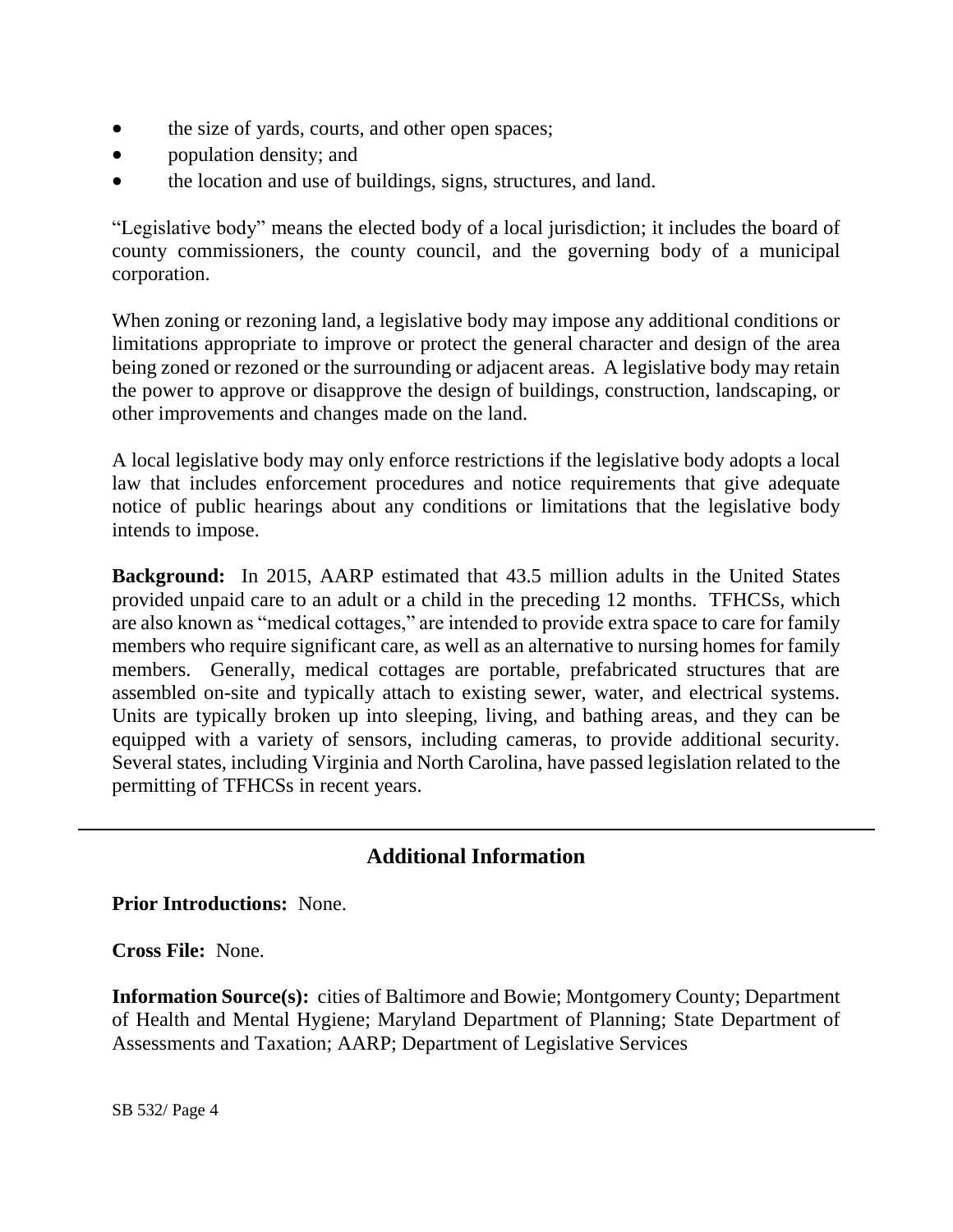- the size of yards, courts, and other open spaces;
- population density; and
- the location and use of buildings, signs, structures, and land.

"Legislative body" means the elected body of a local jurisdiction; it includes the board of county commissioners, the county council, and the governing body of a municipal corporation.

When zoning or rezoning land, a legislative body may impose any additional conditions or limitations appropriate to improve or protect the general character and design of the area being zoned or rezoned or the surrounding or adjacent areas. A legislative body may retain the power to approve or disapprove the design of buildings, construction, landscaping, or other improvements and changes made on the land.

A local legislative body may only enforce restrictions if the legislative body adopts a local law that includes enforcement procedures and notice requirements that give adequate notice of public hearings about any conditions or limitations that the legislative body intends to impose.

**Background:** In 2015, AARP estimated that 43.5 million adults in the United States provided unpaid care to an adult or a child in the preceding 12 months. TFHCSs, which are also known as "medical cottages," are intended to provide extra space to care for family members who require significant care, as well as an alternative to nursing homes for family members. Generally, medical cottages are portable, prefabricated structures that are assembled on-site and typically attach to existing sewer, water, and electrical systems. Units are typically broken up into sleeping, living, and bathing areas, and they can be equipped with a variety of sensors, including cameras, to provide additional security. Several states, including Virginia and North Carolina, have passed legislation related to the permitting of TFHCSs in recent years.

---

## Additional Information

**Prior Introductions:** None.

**Cross File:** None.

**Information Source(s):** cities of Baltimore and Bowie; Montgomery County; Department of Health and Mental Hygiene; Maryland Department of Planning; State Department of Assessments and Taxation; AARP; Department of Legislative Services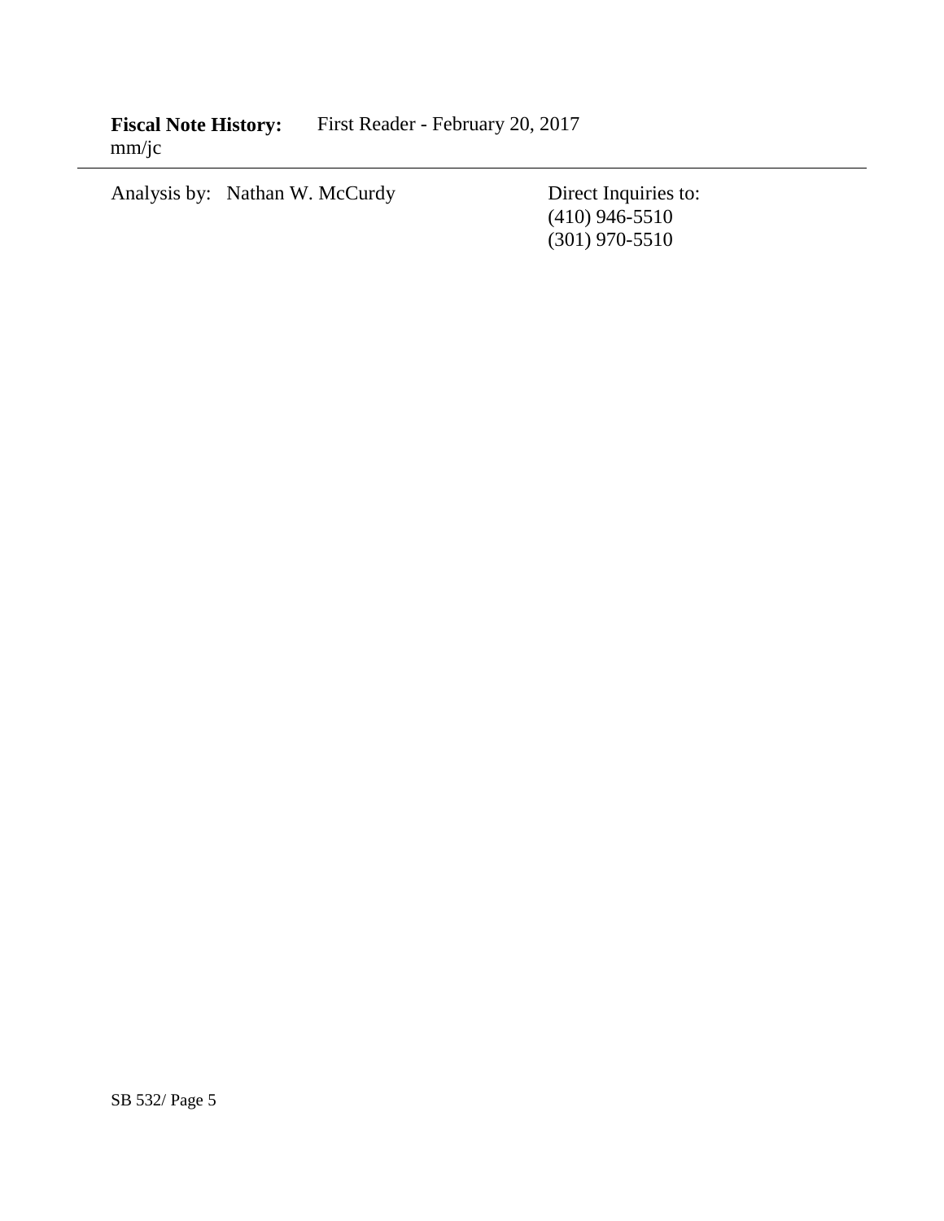**Fiscal Note History:** First Reader - February 20, 2017
mm/jc

---

Analysis by: Nathan W. McCurdy

Direct Inquiries to:
(410) 946-5510
(301) 970-5510